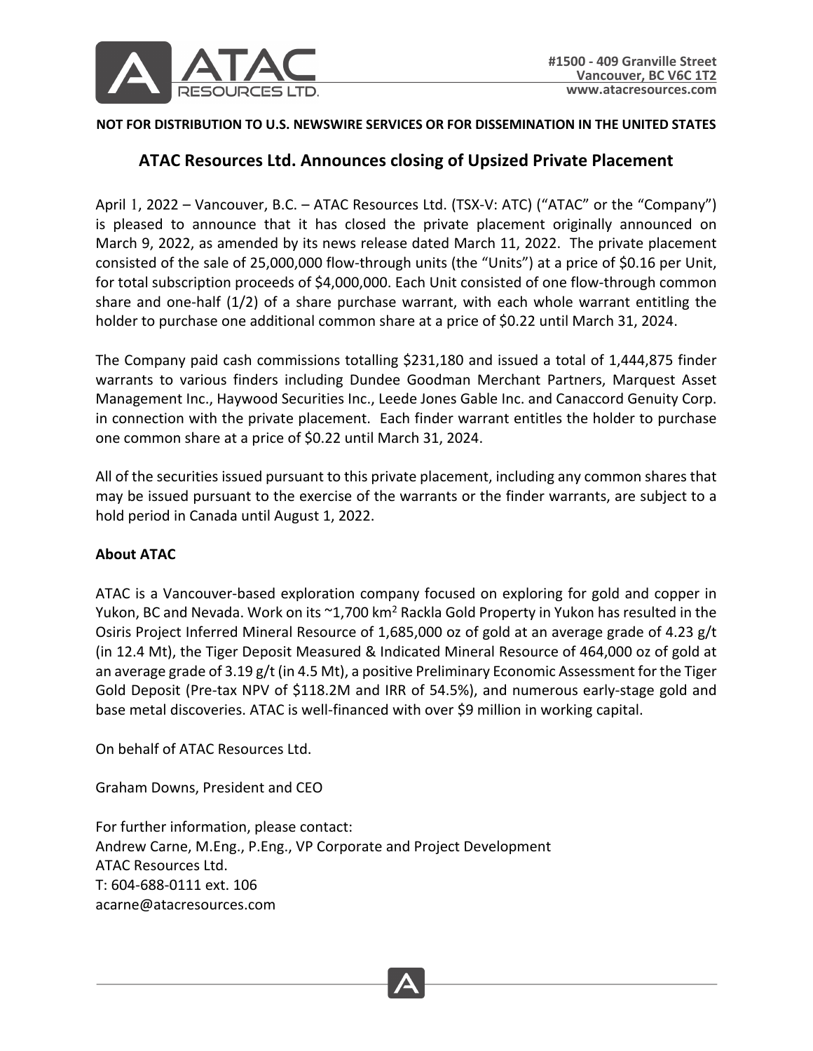#1500 - 409 Granville Street
Vancouver, BC V6C 1T2
www.atacresources.com

**NOT FOR DISTRIBUTION TO U.S. NEWSWIRE SERVICES OR FOR DISSEMINATION IN THE UNITED STATES**

## ATAC Resources Ltd. Announces closing of Upsized Private Placement

April 1, 2022 – Vancouver, B.C. – ATAC Resources Ltd. (TSX-V: ATC) ("ATAC" or the "Company") is pleased to announce that it has closed the private placement originally announced on March 9, 2022, as amended by its news release dated March 11, 2022. The private placement consisted of the sale of 25,000,000 flow-through units (the "Units") at a price of $0.16 per Unit, for total subscription proceeds of $4,000,000. Each Unit consisted of one flow-through common share and one-half (1/2) of a share purchase warrant, with each whole warrant entitling the holder to purchase one additional common share at a price of $0.22 until March 31, 2024.

The Company paid cash commissions totalling $231,180 and issued a total of 1,444,875 finder warrants to various finders including Dundee Goodman Merchant Partners, Marquest Asset Management Inc., Haywood Securities Inc., Leede Jones Gable Inc. and Canaccord Genuity Corp. in connection with the private placement. Each finder warrant entitles the holder to purchase one common share at a price of $0.22 until March 31, 2024.

All of the securities issued pursuant to this private placement, including any common shares that may be issued pursuant to the exercise of the warrants or the finder warrants, are subject to a hold period in Canada until August 1, 2022.

**About ATAC**

ATAC is a Vancouver-based exploration company focused on exploring for gold and copper in Yukon, BC and Nevada. Work on its ~1,700 km$^2$ Rackla Gold Property in Yukon has resulted in the Osiris Project Inferred Mineral Resource of 1,685,000 oz of gold at an average grade of 4.23 g/t (in 12.4 Mt), the Tiger Deposit Measured & Indicated Mineral Resource of 464,000 oz of gold at an average grade of 3.19 g/t (in 4.5 Mt), a positive Preliminary Economic Assessment for the Tiger Gold Deposit (Pre-tax NPV of $118.2M and IRR of 54.5%), and numerous early-stage gold and base metal discoveries. ATAC is well-financed with over $9 million in working capital.

On behalf of ATAC Resources Ltd.

Graham Downs, President and CEO

For further information, please contact:
Andrew Carne, M.Eng., P.Eng., VP Corporate and Project Development
ATAC Resources Ltd.
T: 604-688-0111 ext. 106
acarne@atacresources.com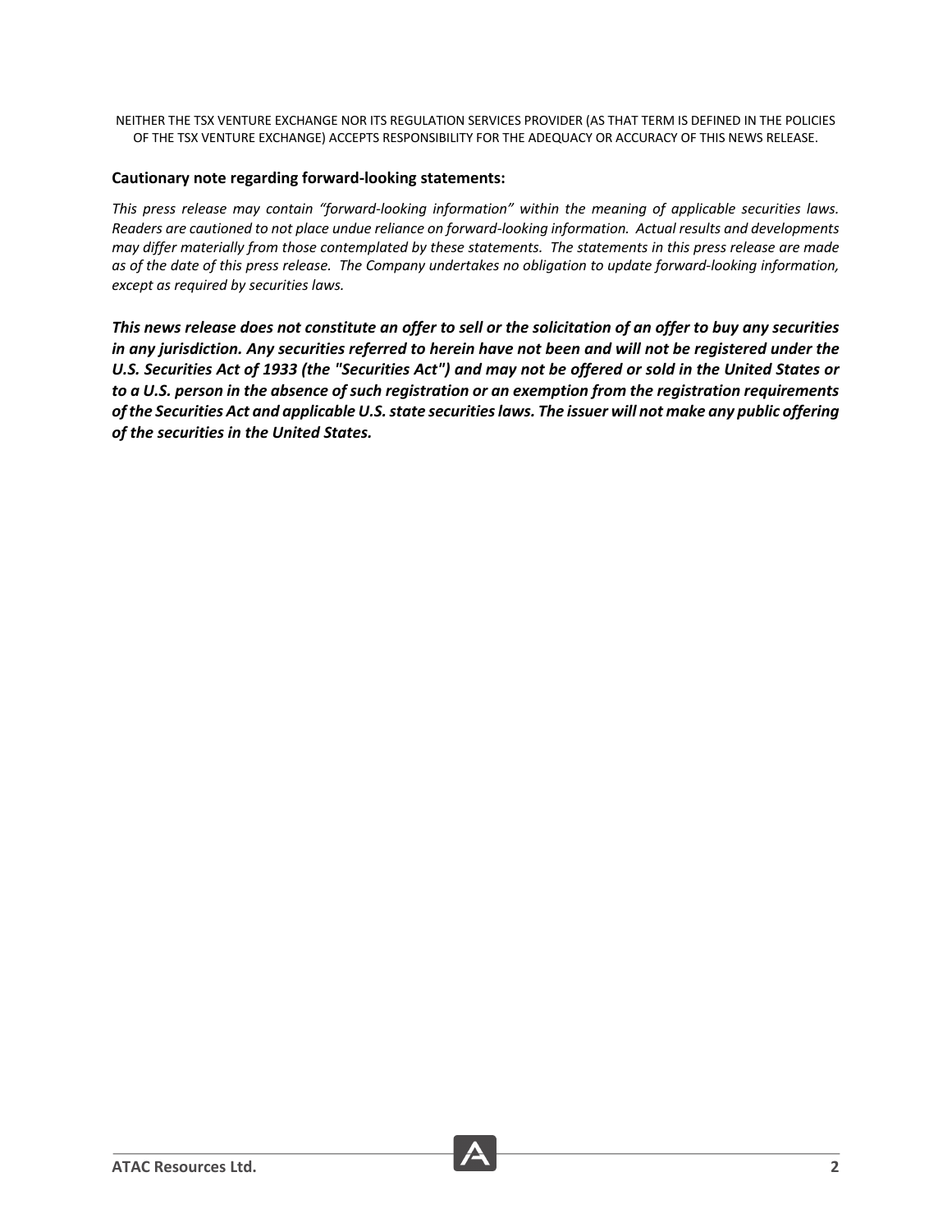NEITHER THE TSX VENTURE EXCHANGE NOR ITS REGULATION SERVICES PROVIDER (AS THAT TERM IS DEFINED IN THE POLICIES OF THE TSX VENTURE EXCHANGE) ACCEPTS RESPONSIBILITY FOR THE ADEQUACY OR ACCURACY OF THIS NEWS RELEASE.

**Cautionary note regarding forward-looking statements:**

*This press release may contain "forward-looking information" within the meaning of applicable securities laws. Readers are cautioned to not place undue reliance on forward-looking information. Actual results and developments may differ materially from those contemplated by these statements. The statements in this press release are made as of the date of this press release. The Company undertakes no obligation to update forward-looking information, except as required by securities laws.*

***This news release does not constitute an offer to sell or the solicitation of an offer to buy any securities in any jurisdiction. Any securities referred to herein have not been and will not be registered under the U.S. Securities Act of 1933 (the "Securities Act") and may not be offered or sold in the United States or to a U.S. person in the absence of such registration or an exemption from the registration requirements of the Securities Act and applicable U.S. state securities laws. The issuer will not make any public offering of the securities in the United States.***